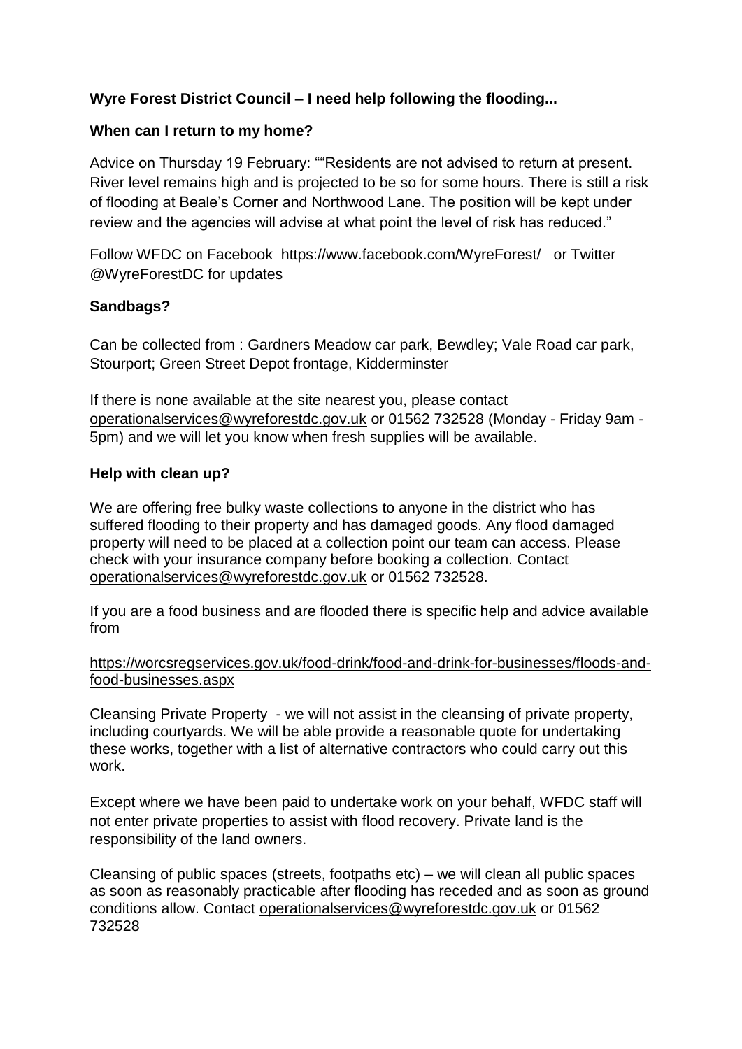**Wyre Forest District Council – I need help following the flooding...**

**When can I return to my home?**

Advice on Thursday 19 February: ""Residents are not advised to return at present. River level remains high and is projected to be so for some hours. There is still a risk of flooding at Beale's Corner and Northwood Lane. The position will be kept under review and the agencies will advise at what point the level of risk has reduced."

Follow WFDC on Facebook https://www.facebook.com/WyreForest/ or Twitter @WyreForestDC for updates

**Sandbags?**

Can be collected from : Gardners Meadow car park, Bewdley; Vale Road car park, Stourport; Green Street Depot frontage, Kidderminster

If there is none available at the site nearest you, please contact operationalservices@wyreforestdc.gov.uk or 01562 732528 (Monday - Friday 9am - 5pm) and we will let you know when fresh supplies will be available.

**Help with clean up?**

We are offering free bulky waste collections to anyone in the district who has suffered flooding to their property and has damaged goods. Any flood damaged property will need to be placed at a collection point our team can access. Please check with your insurance company before booking a collection. Contact operationalservices@wyreforestdc.gov.uk or 01562 732528.

If you are a food business and are flooded there is specific help and advice available from

https://worcsregservices.gov.uk/food-drink/food-and-drink-for-businesses/floods-and-food-businesses.aspx

Cleansing Private Property - we will not assist in the cleansing of private property, including courtyards. We will be able provide a reasonable quote for undertaking these works, together with a list of alternative contractors who could carry out this work.

Except where we have been paid to undertake work on your behalf, WFDC staff will not enter private properties to assist with flood recovery. Private land is the responsibility of the land owners.

Cleansing of public spaces (streets, footpaths etc) – we will clean all public spaces as soon as reasonably practicable after flooding has receded and as soon as ground conditions allow. Contact operationalservices@wyreforestdc.gov.uk or 01562 732528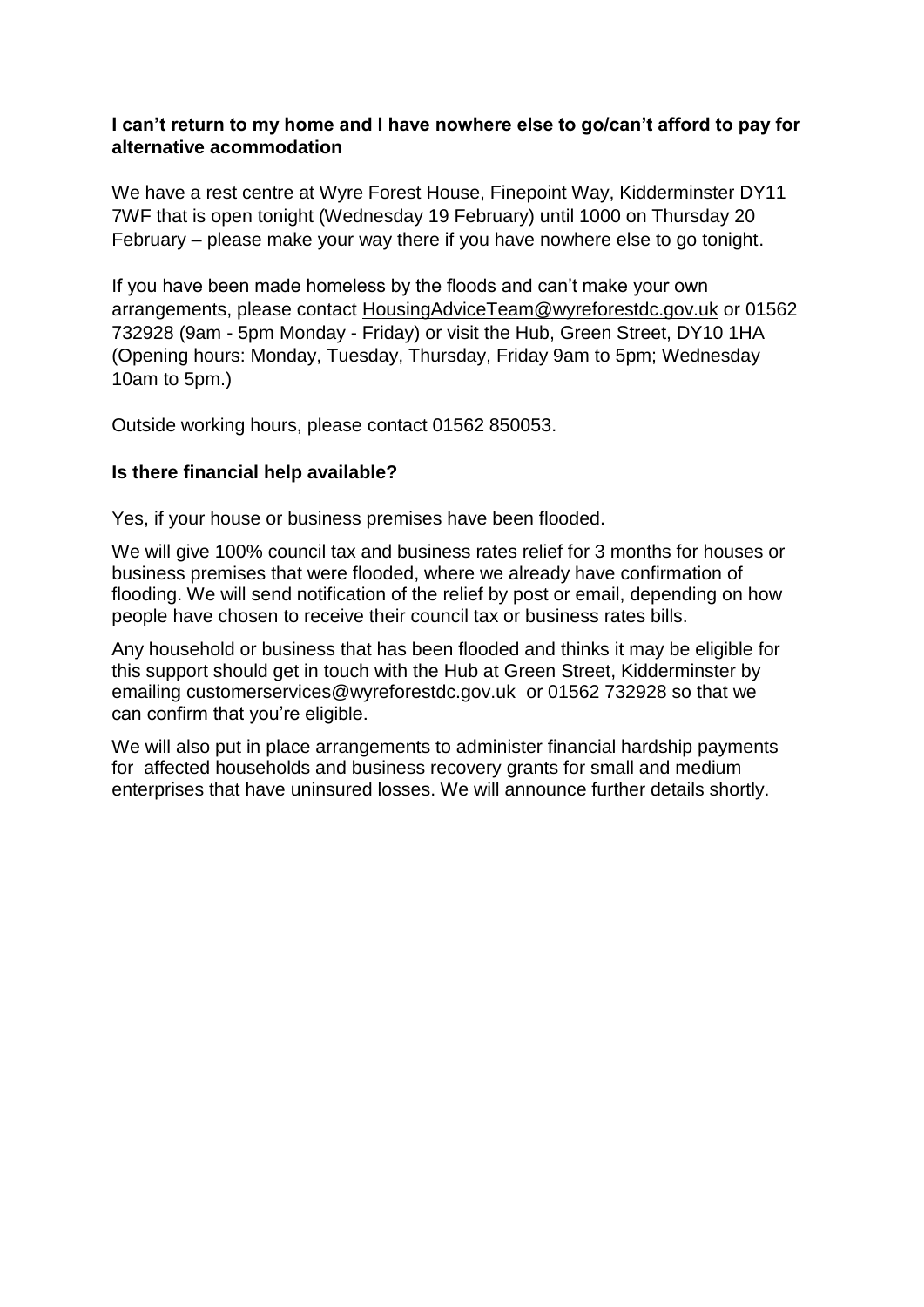**I can't return to my home and I have nowhere else to go/can't afford to pay for alternative acommodation**

We have a rest centre at Wyre Forest House, Finepoint Way, Kidderminster DY11 7WF that is open tonight (Wednesday 19 February) until 1000 on Thursday 20 February – please make your way there if you have nowhere else to go tonight.

If you have been made homeless by the floods and can't make your own arrangements, please contact HousingAdviceTeam@wyreforestdc.gov.uk or 01562 732928 (9am - 5pm Monday - Friday) or visit the Hub, Green Street, DY10 1HA (Opening hours: Monday, Tuesday, Thursday, Friday 9am to 5pm; Wednesday 10am to 5pm.)

Outside working hours, please contact 01562 850053.

**Is there financial help available?**

Yes, if your house or business premises have been flooded.

We will give 100% council tax and business rates relief for 3 months for houses or business premises that were flooded, where we already have confirmation of flooding. We will send notification of the relief by post or email, depending on how people have chosen to receive their council tax or business rates bills.

Any household or business that has been flooded and thinks it may be eligible for this support should get in touch with the Hub at Green Street, Kidderminster by emailing customerservices@wyreforestdc.gov.uk or 01562 732928 so that we can confirm that you're eligible.

We will also put in place arrangements to administer financial hardship payments for affected households and business recovery grants for small and medium enterprises that have uninsured losses. We will announce further details shortly.